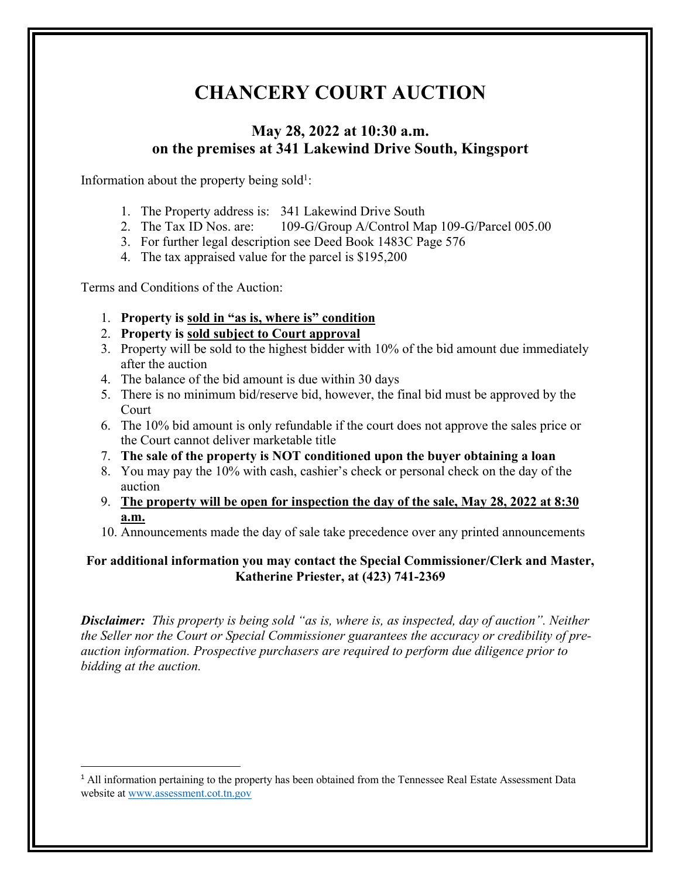# CHANCERY COURT AUCTION

### May 28, 2022 at 10:30 a.m.
### on the premises at 341 Lakewind Drive South, Kingsport

Information about the property being sold[1]:

1. The Property address is: 341 Lakewind Drive South
2. The Tax ID Nos. are: 109-G/Group A/Control Map 109-G/Parcel 005.00
3. For further legal description see Deed Book 1483C Page 576
4. The tax appraised value for the parcel is $195,200

Terms and Conditions of the Auction:

1. **Property is <u>sold in "as is, where is" condition</u>**
2. **Property is <u>sold subject to Court approval</u>**
3. Property will be sold to the highest bidder with 10% of the bid amount due immediately after the auction
4. The balance of the bid amount is due within 30 days
5. There is no minimum bid/reserve bid, however, the final bid must be approved by the Court
6. The 10% bid amount is only refundable if the court does not approve the sales price or the Court cannot deliver marketable title
7. **The sale of the property is NOT conditioned upon the buyer obtaining a loan**
8. You may pay the 10% with cash, cashier's check or personal check on the day of the auction
9. **<u>The property will be open for inspection the day of the sale, May 28, 2022 at 8:30 a.m.</u>**
10. Announcements made the day of sale take precedence over any printed announcements

**For additional information you may contact the Special Commissioner/Clerk and Master, Katherine Priester, at (423) 741-2369**

***Disclaimer:*** *This property is being sold "as is, where is, as inspected, day of auction". Neither the Seller nor the Court or Special Commissioner guarantees the accuracy or credibility of pre-auction information. Prospective purchasers are required to perform due diligence prior to bidding at the auction.*

---

[1] All information pertaining to the property has been obtained from the Tennessee Real Estate Assessment Data website at www.assessment.cot.tn.gov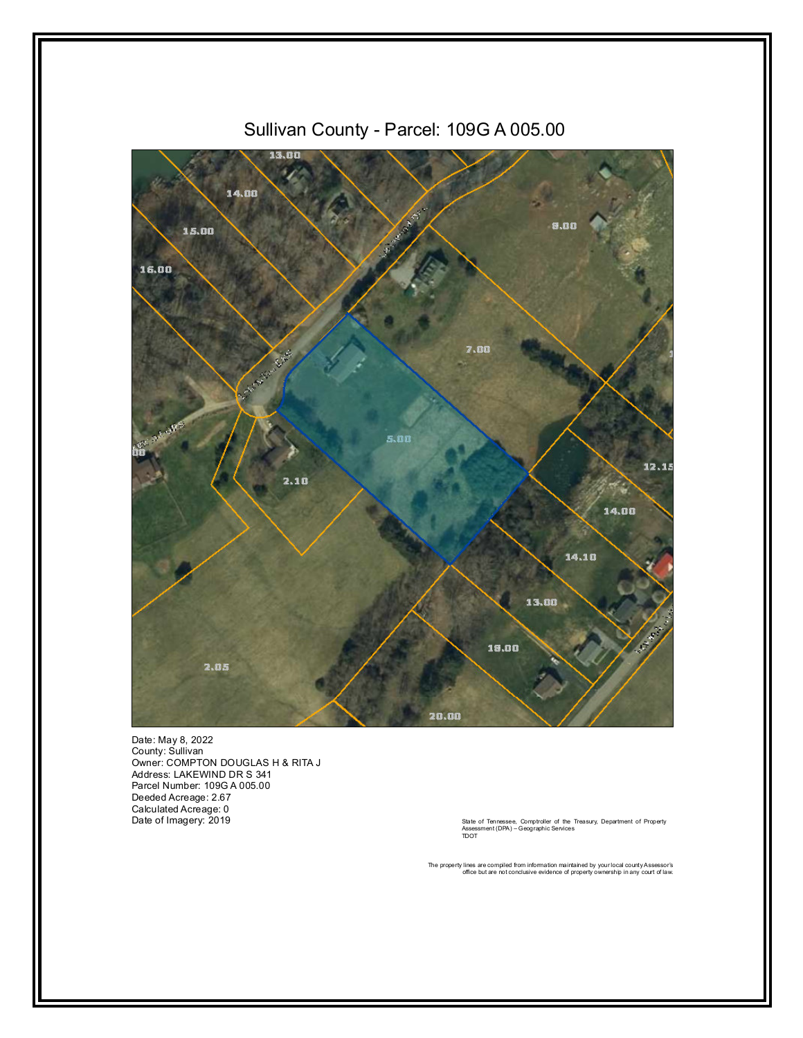# Sullivan County - Parcel: 109G A 005.00

13.00
14.00
15.00
16.00
8.00
7.00
5.00
2.10
12.15
14.00
14.10
13.00
18.00
2.05
20.00

Date: May 8, 2022
County: Sullivan
Owner: COMPTON DOUGLAS H & RITA J
Address: LAKEWIND DR S 341
Parcel Number: 109G A 005.00
Deeded Acreage: 2.67
Calculated Acreage: 0
Date of Imagery: 2019

State of Tennessee, Comptroller of the Treasury, Department of Property Assessment (DPA) – Geographic Services
TDOT

The property lines are compiled from information maintained by your local county Assessor's office but are not conclusive evidence of property ownership in any court of law.